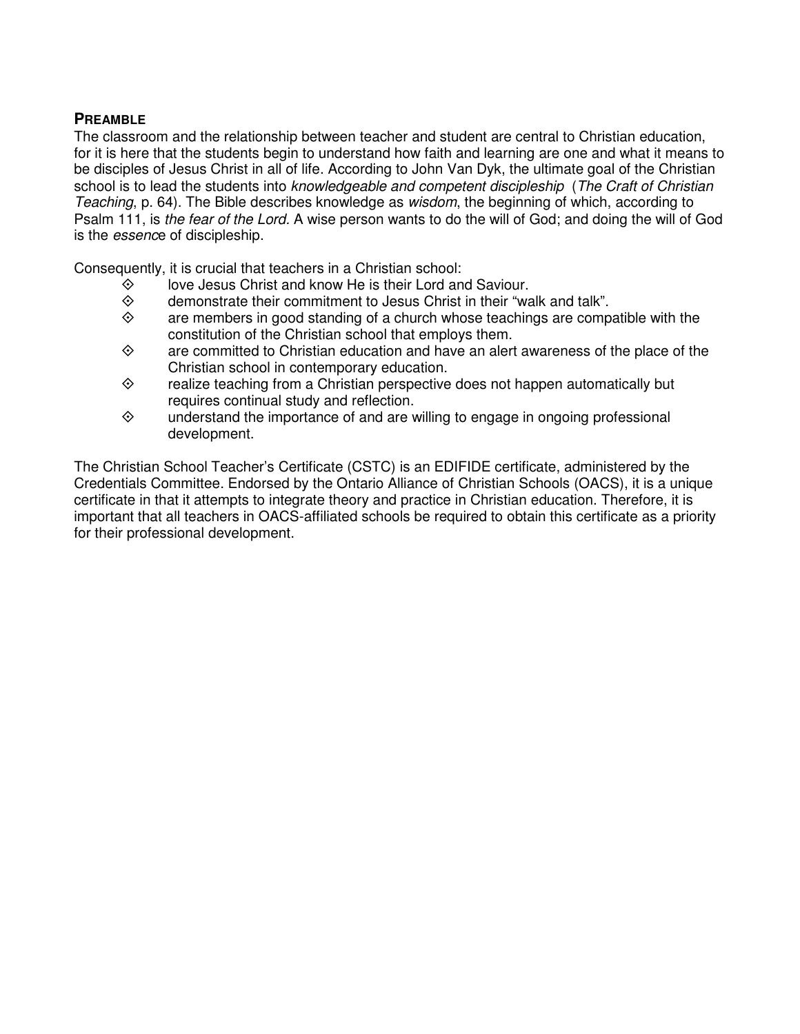## **Preamble**

The classroom and the relationship between teacher and student are central to Christian education, for it is here that the students begin to understand how faith and learning are one and what it means to be disciples of Jesus Christ in all of life. According to John Van Dyk, the ultimate goal of the Christian school is to lead the students into *knowledgeable and competent discipleship* (*The Craft of Christian Teaching*, p. 64). The Bible describes knowledge as *wisdom*, the beginning of which, according to Psalm 111, is *the fear of the Lord*. A wise person wants to do the will of God; and doing the will of God is the *essence* of discipleship.

Consequently, it is crucial that teachers in a Christian school:

- love Jesus Christ and know He is their Lord and Saviour.
- demonstrate their commitment to Jesus Christ in their "walk and talk".
- are members in good standing of a church whose teachings are compatible with the constitution of the Christian school that employs them.
- are committed to Christian education and have an alert awareness of the place of the Christian school in contemporary education.
- realize teaching from a Christian perspective does not happen automatically but requires continual study and reflection.
- understand the importance of and are willing to engage in ongoing professional development.

The Christian School Teacher's Certificate (CSTC) is an EDIFIDE certificate, administered by the Credentials Committee. Endorsed by the Ontario Alliance of Christian Schools (OACS), it is a unique certificate in that it attempts to integrate theory and practice in Christian education. Therefore, it is important that all teachers in OACS-affiliated schools be required to obtain this certificate as a priority for their professional development.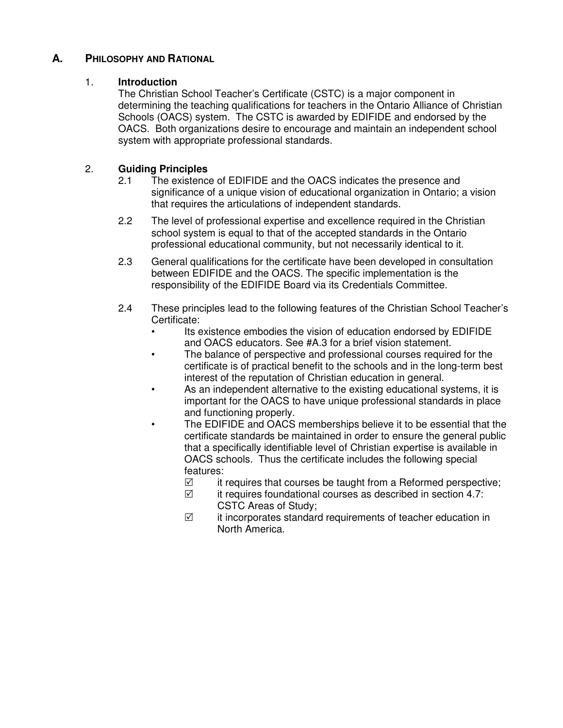## A. PHILOSOPHY AND RATIONAL

### 1. Introduction

The Christian School Teacher's Certificate (CSTC) is a major component in determining the teaching qualifications for teachers in the Ontario Alliance of Christian Schools (OACS) system. The CSTC is awarded by EDIFIDE and endorsed by the OACS. Both organizations desire to encourage and maintain an independent school system with appropriate professional standards.

### 2. Guiding Principles

2.1 The existence of EDIFIDE and the OACS indicates the presence and significance of a unique vision of educational organization in Ontario; a vision that requires the articulations of independent standards.

2.2 The level of professional expertise and excellence required in the Christian school system is equal to that of the accepted standards in the Ontario professional educational community, but not necessarily identical to it.

2.3 General qualifications for the certificate have been developed in consultation between EDIFIDE and the OACS. The specific implementation is the responsibility of the EDIFIDE Board via its Credentials Committee.

2.4 These principles lead to the following features of the Christian School Teacher's Certificate:

- Its existence embodies the vision of education endorsed by EDIFIDE and OACS educators. See #A.3 for a brief vision statement.
- The balance of perspective and professional courses required for the certificate is of practical benefit to the schools and in the long-term best interest of the reputation of Christian education in general.
- As an independent alternative to the existing educational systems, it is important for the OACS to have unique professional standards in place and functioning properly.
- The EDIFIDE and OACS memberships believe it to be essential that the certificate standards be maintained in order to ensure the general public that a specifically identifiable level of Christian expertise is available in OACS schools. Thus the certificate includes the following special features:
  - ☑ it requires that courses be taught from a Reformed perspective;
  - ☑ it requires foundational courses as described in section 4.7: CSTC Areas of Study;
  - ☑ it incorporates standard requirements of teacher education in North America.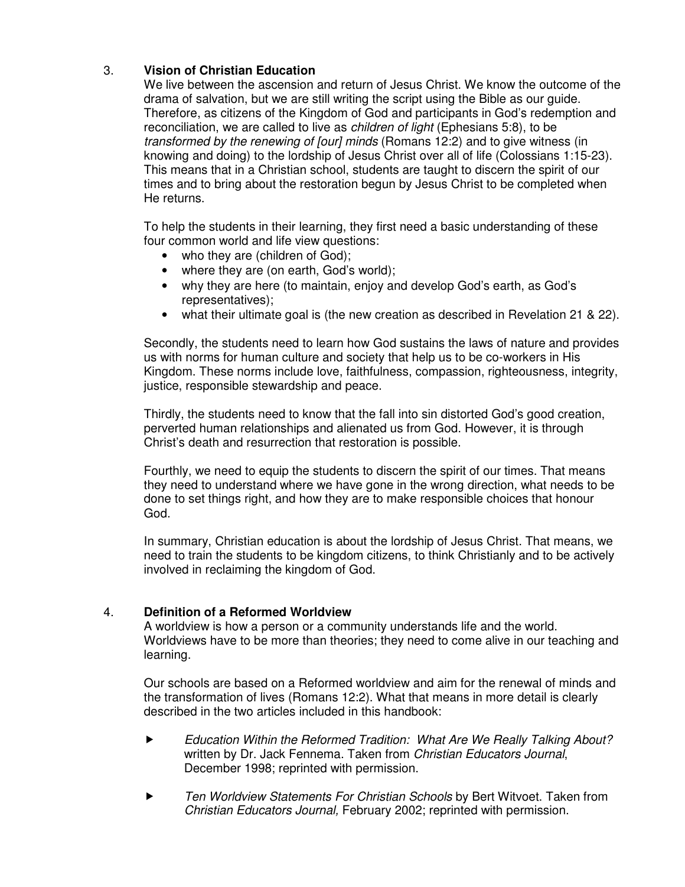## 3. Vision of Christian Education

We live between the ascension and return of Jesus Christ. We know the outcome of the drama of salvation, but we are still writing the script using the Bible as our guide. Therefore, as citizens of the Kingdom of God and participants in God's redemption and reconciliation, we are called to live as *children of light* (Ephesians 5:8), to be *transformed by the renewing of [our] minds* (Romans 12:2) and to give witness (in knowing and doing) to the lordship of Jesus Christ over all of life (Colossians 1:15-23). This means that in a Christian school, students are taught to discern the spirit of our times and to bring about the restoration begun by Jesus Christ to be completed when He returns.

To help the students in their learning, they first need a basic understanding of these four common world and life view questions:

- who they are (children of God);
- where they are (on earth, God's world);
- why they are here (to maintain, enjoy and develop God's earth, as God's representatives);
- what their ultimate goal is (the new creation as described in Revelation 21 & 22).

Secondly, the students need to learn how God sustains the laws of nature and provides us with norms for human culture and society that help us to be co-workers in His Kingdom. These norms include love, faithfulness, compassion, righteousness, integrity, justice, responsible stewardship and peace.

Thirdly, the students need to know that the fall into sin distorted God's good creation, perverted human relationships and alienated us from God. However, it is through Christ's death and resurrection that restoration is possible.

Fourthly, we need to equip the students to discern the spirit of our times. That means they need to understand where we have gone in the wrong direction, what needs to be done to set things right, and how they are to make responsible choices that honour God.

In summary, Christian education is about the lordship of Jesus Christ. That means, we need to train the students to be kingdom citizens, to think Christianly and to be actively involved in reclaiming the kingdom of God.

## 4. Definition of a Reformed Worldview

A worldview is how a person or a community understands life and the world. Worldviews have to be more than theories; they need to come alive in our teaching and learning.

Our schools are based on a Reformed worldview and aim for the renewal of minds and the transformation of lives (Romans 12:2). What that means in more detail is clearly described in the two articles included in this handbook:

- *Education Within the Reformed Tradition: What Are We Really Talking About?* written by Dr. Jack Fennema. Taken from *Christian Educators Journal*, December 1998; reprinted with permission.
- *Ten Worldview Statements For Christian Schools* by Bert Witvoet. Taken from *Christian Educators Journal,* February 2002; reprinted with permission.